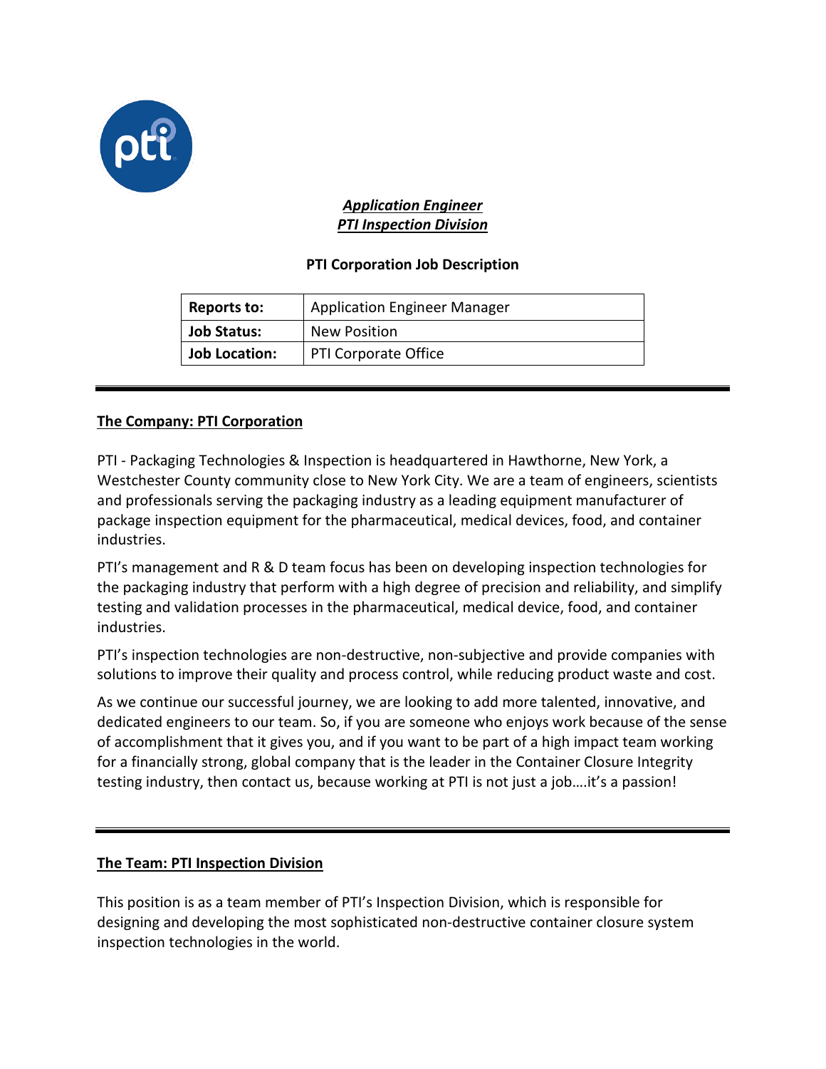***Application Engineer***
***PTI Inspection Division***

**PTI Corporation Job Description**

| | |
|---|---|
| **Reports to:** | Application Engineer Manager |
| **Job Status:** | New Position |
| **Job Location:** | PTI Corporate Office |

---

## The Company: PTI Corporation

PTI - Packaging Technologies & Inspection is headquartered in Hawthorne, New York, a Westchester County community close to New York City. We are a team of engineers, scientists and professionals serving the packaging industry as a leading equipment manufacturer of package inspection equipment for the pharmaceutical, medical devices, food, and container industries.

PTI's management and R & D team focus has been on developing inspection technologies for the packaging industry that perform with a high degree of precision and reliability, and simplify testing and validation processes in the pharmaceutical, medical device, food, and container industries.

PTI's inspection technologies are non-destructive, non-subjective and provide companies with solutions to improve their quality and process control, while reducing product waste and cost.

As we continue our successful journey, we are looking to add more talented, innovative, and dedicated engineers to our team. So, if you are someone who enjoys work because of the sense of accomplishment that it gives you, and if you want to be part of a high impact team working for a financially strong, global company that is the leader in the Container Closure Integrity testing industry, then contact us, because working at PTI is not just a job….it's a passion!

---

## The Team: PTI Inspection Division

This position is as a team member of PTI's Inspection Division, which is responsible for designing and developing the most sophisticated non-destructive container closure system inspection technologies in the world.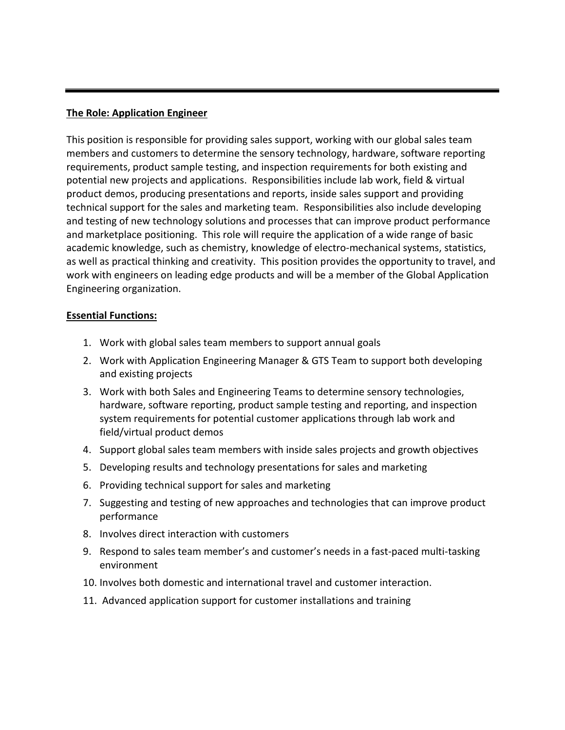---

**The Role: Application Engineer**

This position is responsible for providing sales support, working with our global sales team members and customers to determine the sensory technology, hardware, software reporting requirements, product sample testing, and inspection requirements for both existing and potential new projects and applications. Responsibilities include lab work, field & virtual product demos, producing presentations and reports, inside sales support and providing technical support for the sales and marketing team. Responsibilities also include developing and testing of new technology solutions and processes that can improve product performance and marketplace positioning. This role will require the application of a wide range of basic academic knowledge, such as chemistry, knowledge of electro-mechanical systems, statistics, as well as practical thinking and creativity. This position provides the opportunity to travel, and work with engineers on leading edge products and will be a member of the Global Application Engineering organization.

**Essential Functions:**

1. Work with global sales team members to support annual goals
2. Work with Application Engineering Manager & GTS Team to support both developing and existing projects
3. Work with both Sales and Engineering Teams to determine sensory technologies, hardware, software reporting, product sample testing and reporting, and inspection system requirements for potential customer applications through lab work and field/virtual product demos
4. Support global sales team members with inside sales projects and growth objectives
5. Developing results and technology presentations for sales and marketing
6. Providing technical support for sales and marketing
7. Suggesting and testing of new approaches and technologies that can improve product performance
8. Involves direct interaction with customers
9. Respond to sales team member's and customer's needs in a fast-paced multi-tasking environment
10. Involves both domestic and international travel and customer interaction.
11. Advanced application support for customer installations and training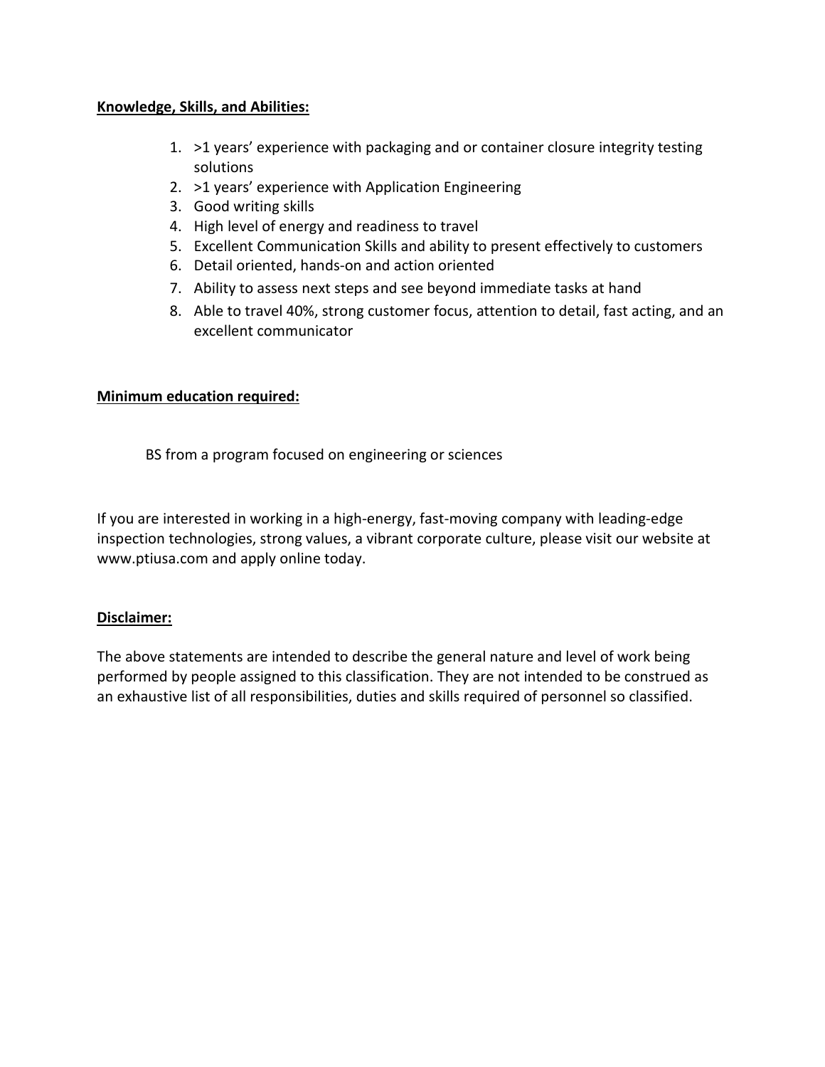**Knowledge, Skills, and Abilities:**

1. >1 years' experience with packaging and or container closure integrity testing solutions
2. >1 years' experience with Application Engineering
3. Good writing skills
4. High level of energy and readiness to travel
5. Excellent Communication Skills and ability to present effectively to customers
6. Detail oriented, hands-on and action oriented
7. Ability to assess next steps and see beyond immediate tasks at hand
8. Able to travel 40%, strong customer focus, attention to detail, fast acting, and an excellent communicator

**Minimum education required:**

BS from a program focused on engineering or sciences

If you are interested in working in a high-energy, fast-moving company with leading-edge inspection technologies, strong values, a vibrant corporate culture, please visit our website at www.ptiusa.com and apply online today.

**Disclaimer:**

The above statements are intended to describe the general nature and level of work being performed by people assigned to this classification. They are not intended to be construed as an exhaustive list of all responsibilities, duties and skills required of personnel so classified.